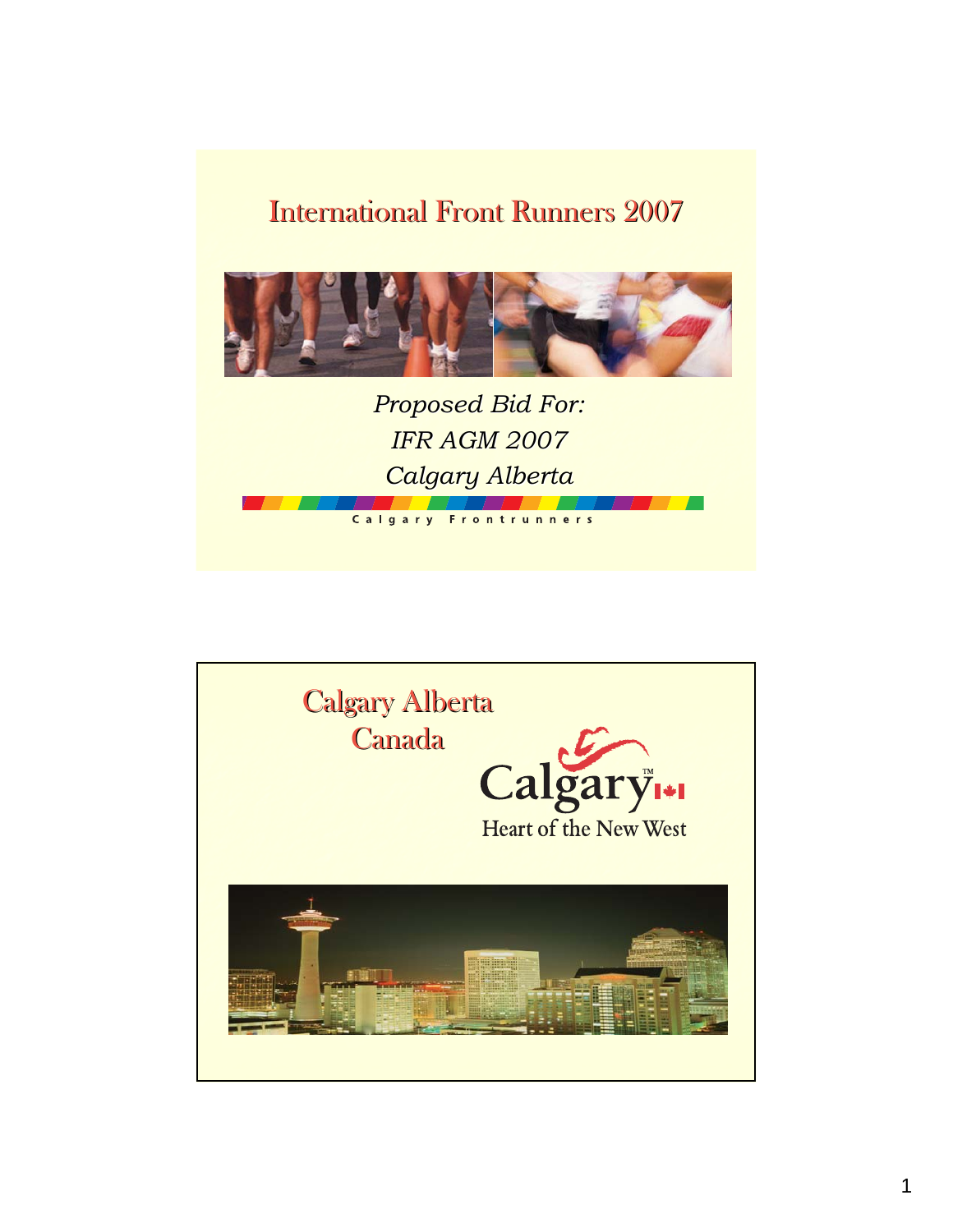# International Front Runners 2007

*Proposed Bid For:*
*IFR AGM 2007*
*Calgary Alberta*

Calgary Frontrunners

## Calgary Alberta
## Canada

Calgary™
Heart of the New West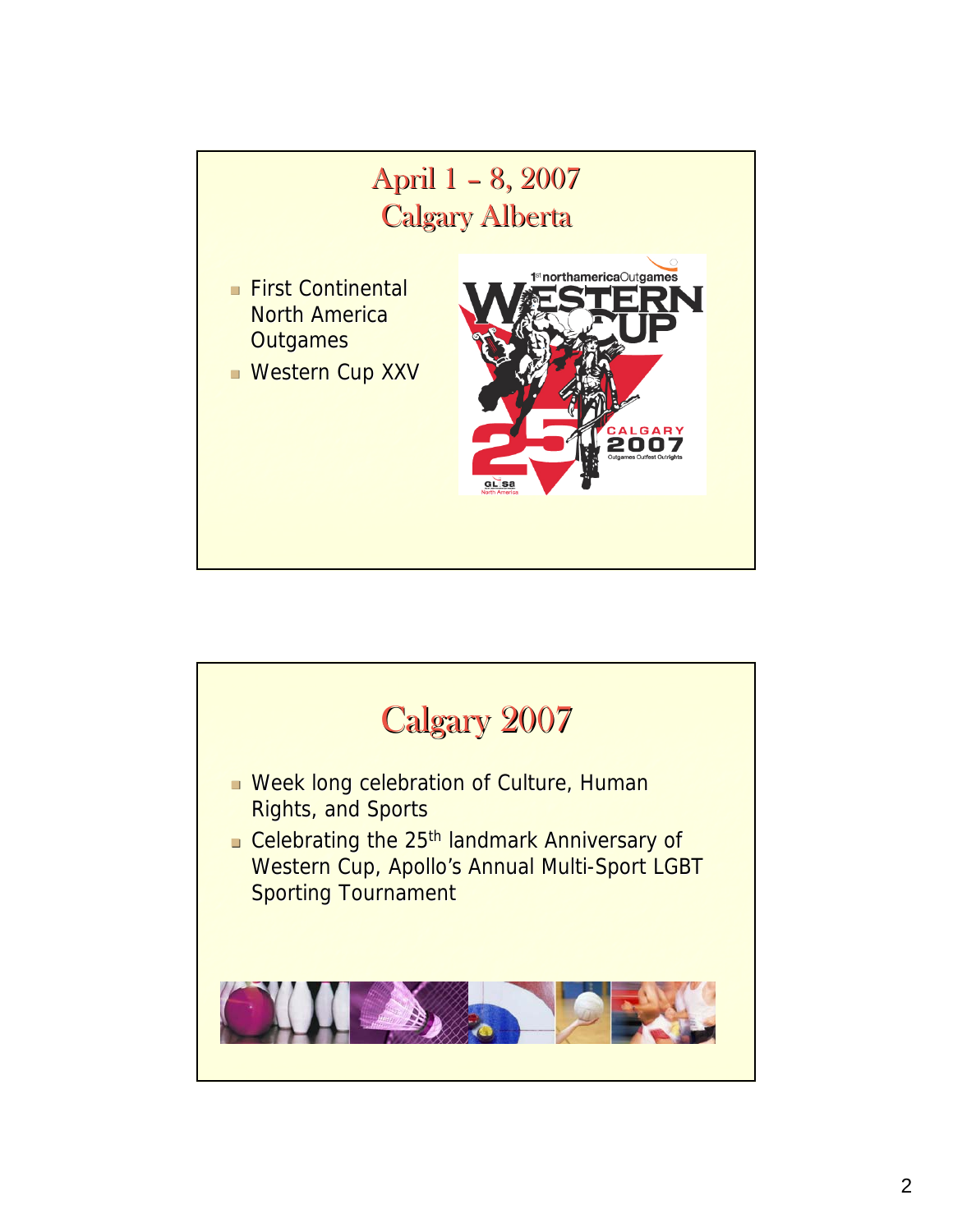## April 1 – 8, 2007
## Calgary Alberta

- First Continental North America Outgames
- Western Cup XXV

## Calgary 2007

- Week long celebration of Culture, Human Rights, and Sports
- Celebrating the 25th landmark Anniversary of Western Cup, Apollo's Annual Multi-Sport LGBT Sporting Tournament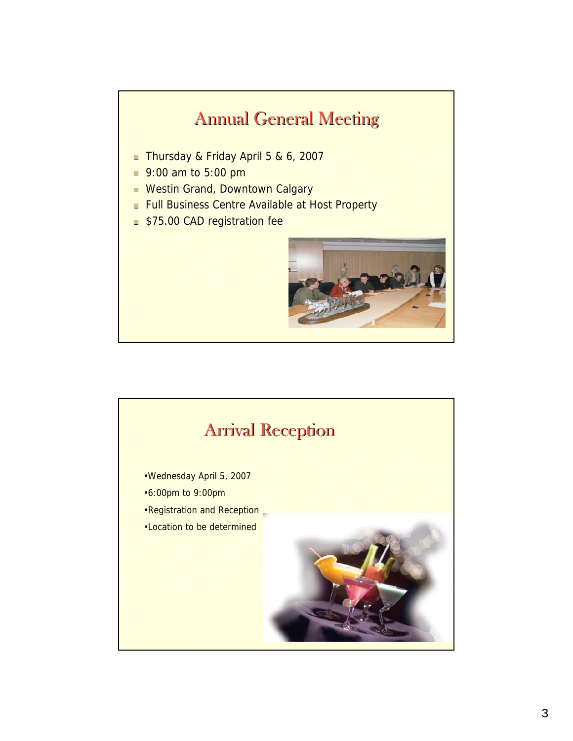## Annual General Meeting

- Thursday & Friday April 5 & 6, 2007
- 9:00 am to 5:00 pm
- Westin Grand, Downtown Calgary
- Full Business Centre Available at Host Property
- $75.00 CAD registration fee

## Arrival Reception

- Wednesday April 5, 2007
- 6:00pm to 9:00pm
- Registration and Reception
- Location to be determined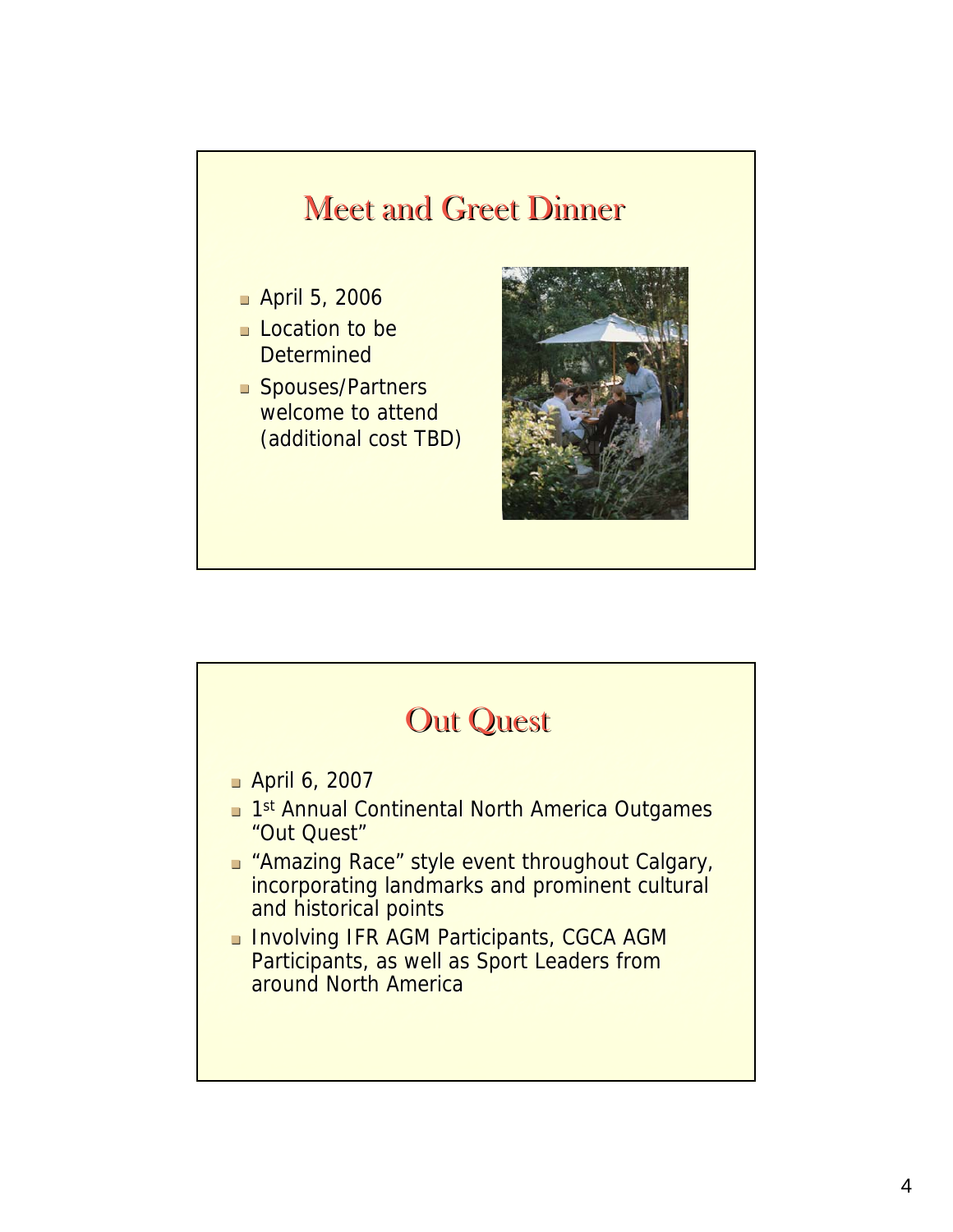## Meet and Greet Dinner

- April 5, 2006
- Location to be Determined
- Spouses/Partners welcome to attend (additional cost TBD)

## Out Quest

- April 6, 2007
- 1st Annual Continental North America Outgames "Out Quest"
- "Amazing Race" style event throughout Calgary, incorporating landmarks and prominent cultural and historical points
- Involving IFR AGM Participants, CGCA AGM Participants, as well as Sport Leaders from around North America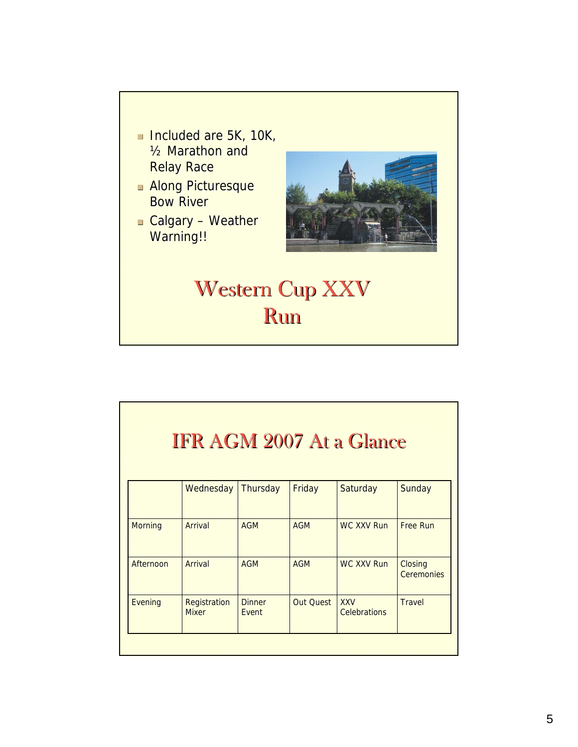## Western Cup XXV Run

- Included are 5K, 10K, ½ Marathon and Relay Race
- Along Picturesque Bow River
- Calgary – Weather Warning!!

## IFR AGM 2007 At a Glance

| | Wednesday | Thursday | Friday | Saturday | Sunday |
|---|---|---|---|---|---|
| Morning | Arrival | AGM | AGM | WC XXV Run | Free Run |
| Afternoon | Arrival | AGM | AGM | WC XXV Run | Closing Ceremonies |
| Evening | Registration Mixer | Dinner Event | Out Quest | XXV Celebrations | Travel |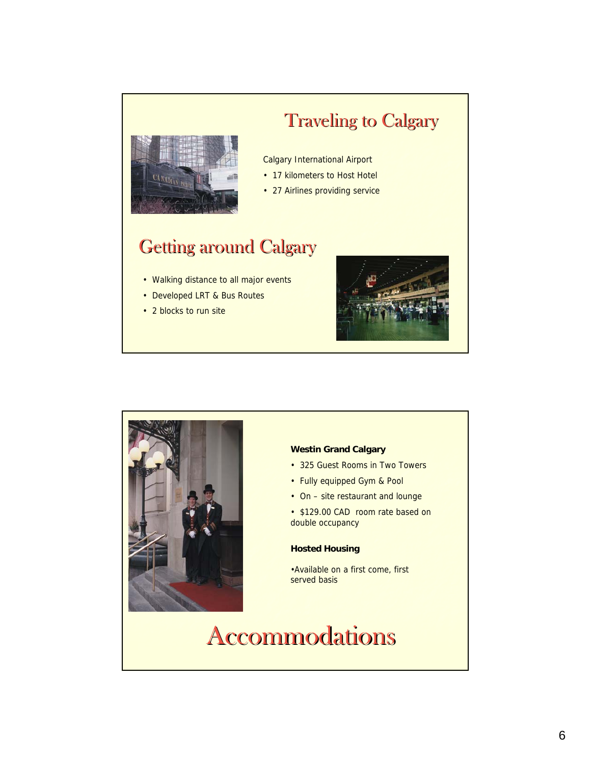## Traveling to Calgary

Calgary International Airport

- 17 kilometers to Host Hotel
- 27 Airlines providing service

## Getting around Calgary

- Walking distance to all major events
- Developed LRT & Bus Routes
- 2 blocks to run site

**Westin Grand Calgary**

- 325 Guest Rooms in Two Towers
- Fully equipped Gym & Pool
- On – site restaurant and lounge
- $129.00 CAD room rate based on double occupancy

**Hosted Housing**

- Available on a first come, first served basis

## Accommodations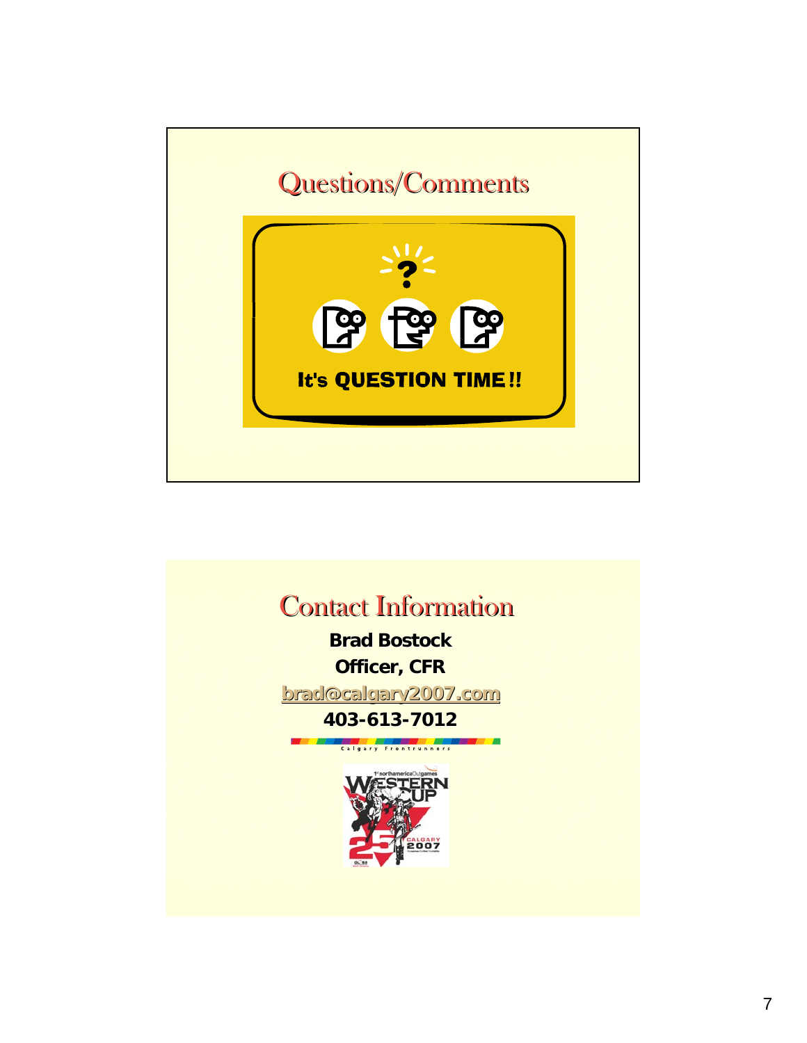## Questions/Comments

It's QUESTION TIME!!

## Contact Information

**Brad Bostock**

**Officer, CFR**

**brad@calgary2007.com**

**403-613-7012**

Calgary Frontrunners